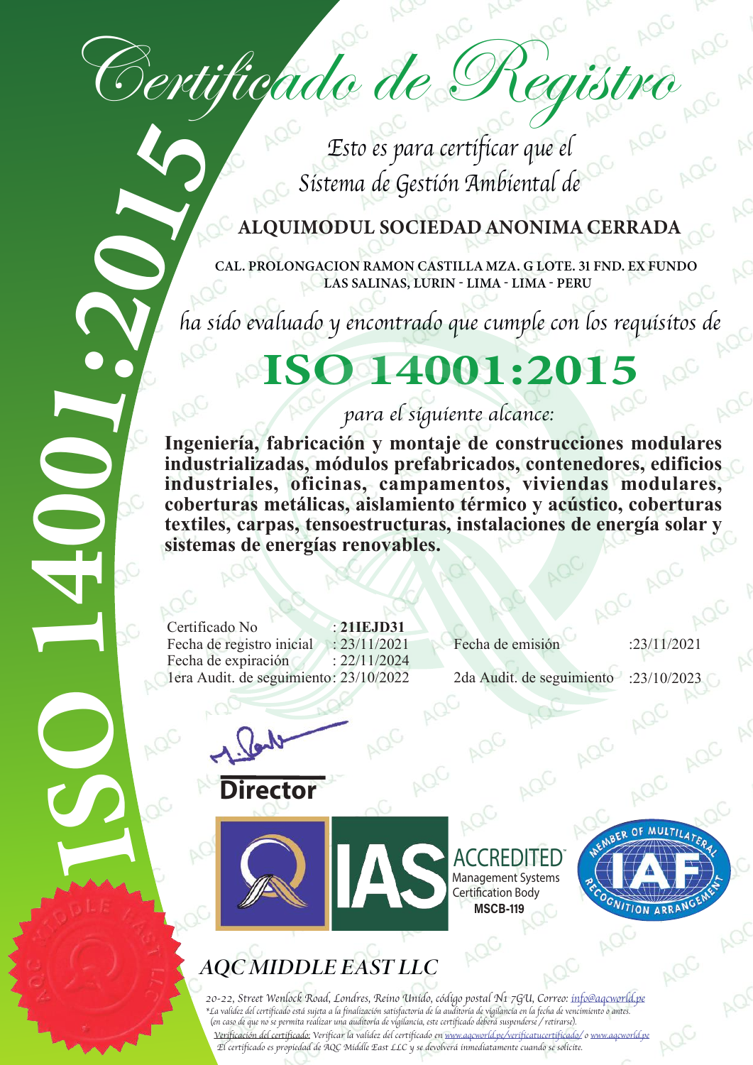# Certificado de Registro

*Esto es para certificar que el Sistema de Gestión Ambiental de*

**ALQUIMODUL SOCIEDAD ANONIMA CERRADA**

**CAL. PROLONGACION RAMON CASTILLA MZA. G LOTE. 31 FND. EX FUNDO LAS SALINAS, LURIN - LIMA - LIMA - PERU**

*ha sido evaluado y encontrado que cumple con los requisitos de*

# ISO 14001:2015

*para el siguiente alcance:*

**Ingeniería, fabricación y montaje de construcciones modulares industrializadas, módulos prefabricados, contenedores, edificios industriales, oficinas, campamentos, viviendas modulares, coberturas metálicas, aislamiento térmico y acústico, coberturas textiles, carpas, tensoestructuras, instalaciones de energía solar y sistemas de energías renovables.**

Certificado No : **21IEJD31**
Fecha de registro inicial : 23/11/2021
Fecha de expiración : 22/11/2024
1era Audit. de seguimiento: 23/10/2022

Fecha de emisión :23/11/2021

2da Audit. de seguimiento :23/10/2023

**Director**

IAS ACCREDITED Management Systems Certification Body **MSCB-119**

MEMBER OF MULTILATERAL RECOGNITION ARRANGEMENT IAF

## *AQC MIDDLE EAST LLC*

*20-22, Street Wenlock Road, Londres, Reino Unido, código postal N1 7GU, Correo: info@aqcworld.pe*
*\*La validez del certificado está sujeta a la finalización satisfactoria de la auditoría de vigilancia en la fecha de vencimiento o antes. (en caso de que no se permita realizar una auditoría de vigilancia, este certificado deberá suspenderse / retirarse).*
*Verificación del certificado: Verificar la validez del certificado en www.aqcworld.pe/verificatucertificado/ o www.aqcworld.pe*
*El certificado es propiedad de AQC Middle East LLC y se devolverá inmediatamente cuando se solicite.*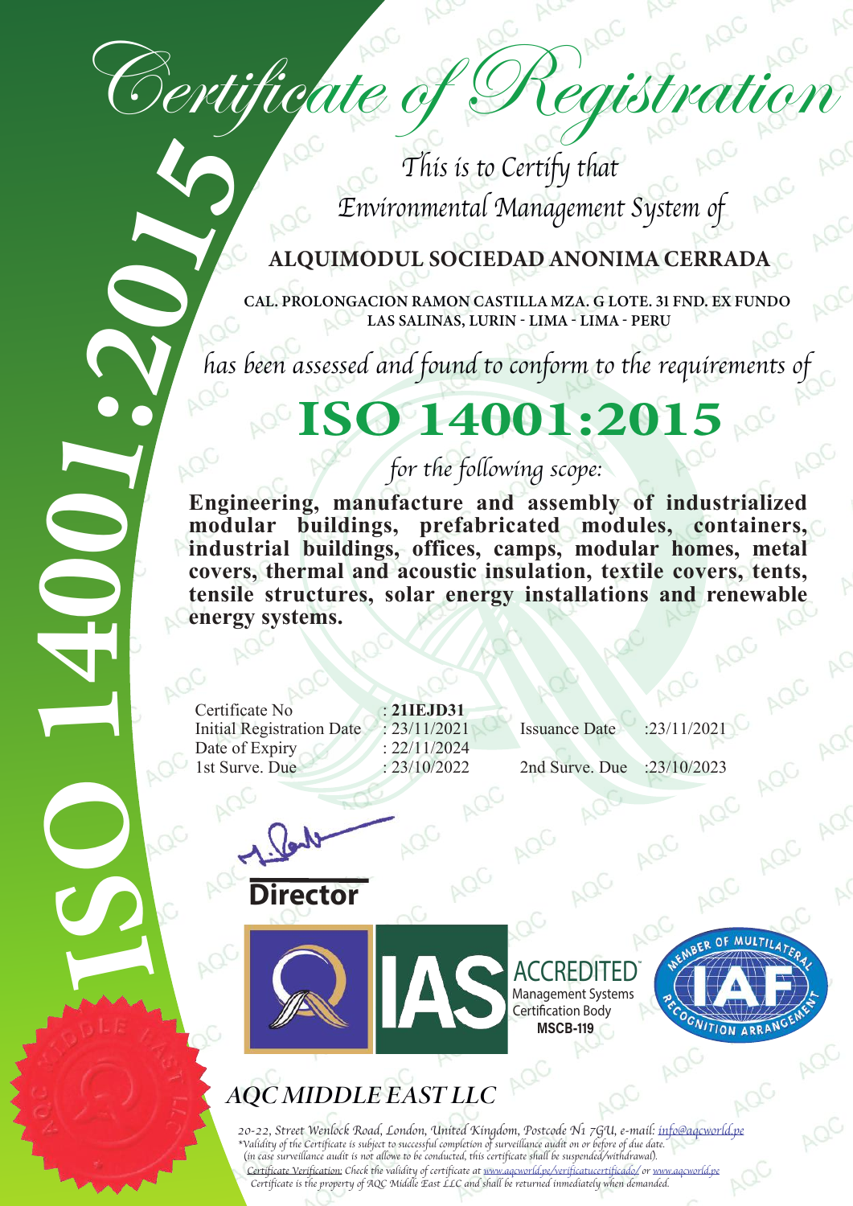# Certificate of Registration

*This is to Certify that*
*Environmental Management System of*

**ALQUIMODUL SOCIEDAD ANONIMA CERRADA**

**CAL. PROLONGACION RAMON CASTILLA MZA. G LOTE. 31 FND. EX FUNDO LAS SALINAS, LURIN - LIMA - LIMA - PERU**

*has been assessed and found to conform to the requirements of*

# ISO 14001:2015

*for the following scope:*

**Engineering, manufacture and assembly of industrialized modular buildings, prefabricated modules, containers, industrial buildings, offices, camps, modular homes, metal covers, thermal and acoustic insulation, textile covers, tents, tensile structures, solar energy installations and renewable energy systems.**

| | | | |
|---|---|---|---|
| Certificate No | : **21IEJD31** | | |
| Initial Registration Date | : 23/11/2021 | Issuance Date | :23/11/2021 |
| Date of Expiry | : 22/11/2024 | | |
| 1st Surve. Due | : 23/10/2022 | 2nd Surve. Due | :23/10/2023 |

**Director**

IAS ACCREDITED™ Management Systems Certification Body **MSCB-119**

MEMBER OF MULTILATERAL RECOGNITION ARRANGEMENT IAF

ISO 14001:2015

## *AQC MIDDLE EAST LLC*

*20-22, Street Wenlock Road, London, United Kingdom, Postcode N1 7GU, e-mail: info@aqcworld.pe*
*\*Validity of the Certificate is subject to successful completion of surveillance audit on or before of due date.*
*(in case surveillance audit is not allowe to be conducted, this certificate shall be suspended/withdrawal).*
*Certificate Verification: Check the validity of certificate at www.aqcworld.pe/verificatucertificado/ or www.aqcworld.pe*
*Certificate is the property of AQC Middle East LLC and shall be returned inmediately when demanded.*